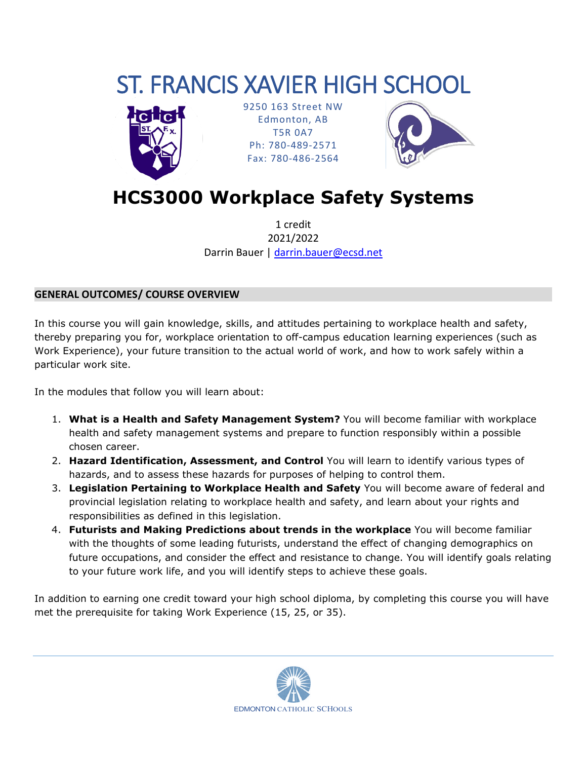# ST. FRANCIS XAVIER HIGH SCHOOL

9250 163 Street NW
Edmonton, AB
T5R 0A7
Ph: 780-489-2571
Fax: 780-486-2564

# HCS3000 Workplace Safety Systems

1 credit
2021/2022
Darrin Bauer | darrin.bauer@ecsd.net

## GENERAL OUTCOMES/ COURSE OVERVIEW

In this course you will gain knowledge, skills, and attitudes pertaining to workplace health and safety, thereby preparing you for, workplace orientation to off-campus education learning experiences (such as Work Experience), your future transition to the actual world of work, and how to work safely within a particular work site.

In the modules that follow you will learn about:

1. **What is a Health and Safety Management System?** You will become familiar with workplace health and safety management systems and prepare to function responsibly within a possible chosen career.
2. **Hazard Identification, Assessment, and Control** You will learn to identify various types of hazards, and to assess these hazards for purposes of helping to control them.
3. **Legislation Pertaining to Workplace Health and Safety** You will become aware of federal and provincial legislation relating to workplace health and safety, and learn about your rights and responsibilities as defined in this legislation.
4. **Futurists and Making Predictions about trends in the workplace** You will become familiar with the thoughts of some leading futurists, understand the effect of changing demographics on future occupations, and consider the effect and resistance to change. You will identify goals relating to your future work life, and you will identify steps to achieve these goals.

In addition to earning one credit toward your high school diploma, by completing this course you will have met the prerequisite for taking Work Experience (15, 25, or 35).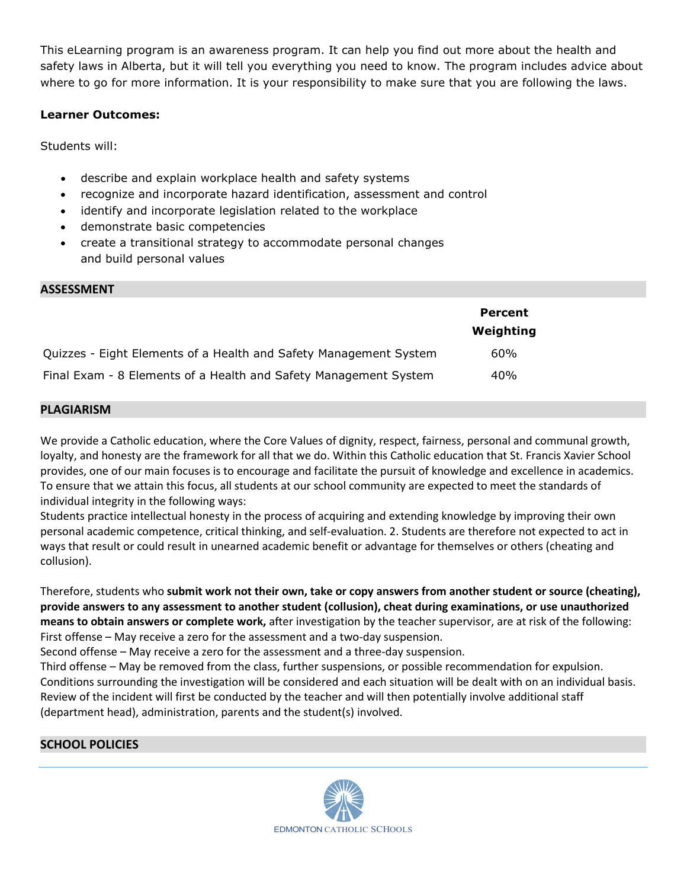This eLearning program is an awareness program. It can help you find out more about the health and safety laws in Alberta, but it will tell you everything you need to know. The program includes advice about where to go for more information. It is your responsibility to make sure that you are following the laws.

**Learner Outcomes:**

Students will:

- describe and explain workplace health and safety systems
- recognize and incorporate hazard identification, assessment and control
- identify and incorporate legislation related to the workplace
- demonstrate basic competencies
- create a transitional strategy to accommodate personal changes and build personal values

## ASSESSMENT

| | Percent Weighting |
|---|---|
| Quizzes - Eight Elements of a Health and Safety Management System | 60% |
| Final Exam - 8 Elements of a Health and Safety Management System | 40% |

## PLAGIARISM

We provide a Catholic education, where the Core Values of dignity, respect, fairness, personal and communal growth, loyalty, and honesty are the framework for all that we do. Within this Catholic education that St. Francis Xavier School provides, one of our main focuses is to encourage and facilitate the pursuit of knowledge and excellence in academics. To ensure that we attain this focus, all students at our school community are expected to meet the standards of individual integrity in the following ways:
Students practice intellectual honesty in the process of acquiring and extending knowledge by improving their own personal academic competence, critical thinking, and self-evaluation. 2. Students are therefore not expected to act in ways that result or could result in unearned academic benefit or advantage for themselves or others (cheating and collusion).

Therefore, students who **submit work not their own, take or copy answers from another student or source (cheating), provide answers to any assessment to another student (collusion), cheat during examinations, or use unauthorized means to obtain answers or complete work,** after investigation by the teacher supervisor, are at risk of the following:
First offense – May receive a zero for the assessment and a two-day suspension.
Second offense – May receive a zero for the assessment and a three-day suspension.
Third offense – May be removed from the class, further suspensions, or possible recommendation for expulsion.
Conditions surrounding the investigation will be considered and each situation will be dealt with on an individual basis. Review of the incident will first be conducted by the teacher and will then potentially involve additional staff (department head), administration, parents and the student(s) involved.

## SCHOOL POLICIES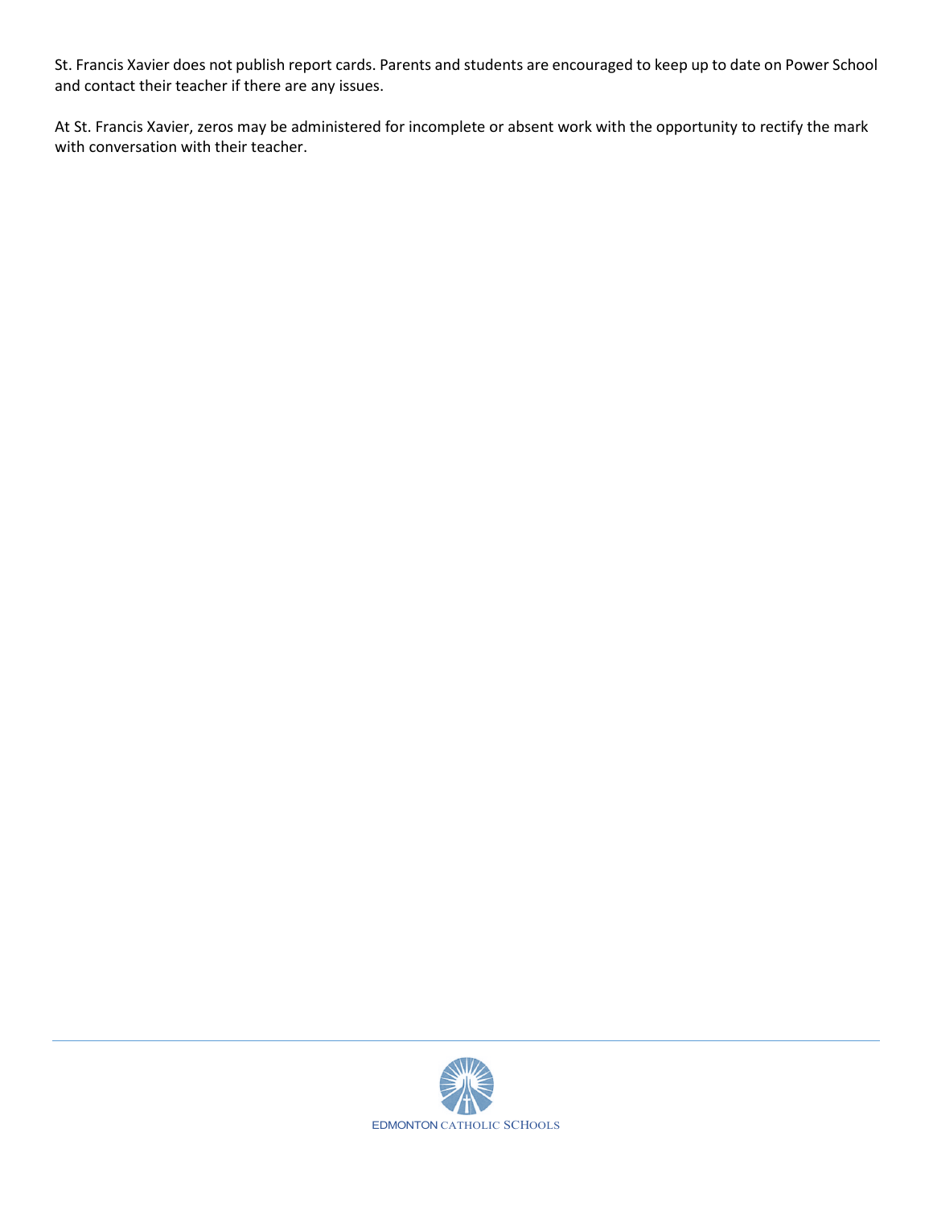St. Francis Xavier does not publish report cards. Parents and students are encouraged to keep up to date on Power School and contact their teacher if there are any issues.

At St. Francis Xavier, zeros may be administered for incomplete or absent work with the opportunity to rectify the mark with conversation with their teacher.